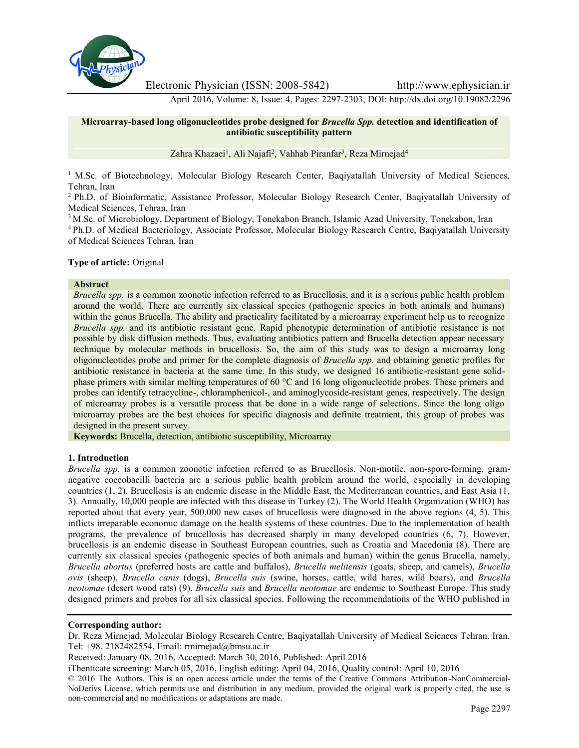# Microarray-based long oligonucleotides probe designed for *Brucella Spp.* detection and identification of antibiotic susceptibility pattern

Zahra Khazaei[1], Ali Najafi[2], Vahhab Piranfar[3], Reza Mirnejad[4]

[1] M.Sc. of Biotechnology, Molecular Biology Research Center, Baqiyatallah University of Medical Sciences, Tehran, Iran

[2] Ph.D. of Bioinformatic, Assistance Professor, Molecular Biology Research Center, Baqiyatallah University of Medical Sciences, Tehran, Iran

[3] M.Sc. of Microbiology, Department of Biology, Tonekabon Branch, Islamic Azad University, Tonekabon, Iran

[4] Ph.D. of Medical Bacteriology, Associate Professor, Molecular Biology Research Centre, Baqiyatallah University of Medical Sciences Tehran. Iran

**Type of article:** Original

**Abstract**

*Brucella spp.* is a common zoonotic infection referred to as Brucellosis, and it is a serious public health problem around the world. There are currently six classical species (pathogenic species in both animals and humans) within the genus Brucella. The ability and practicality facilitated by a microarray experiment help us to recognize *Brucella spp.* and its antibiotic resistant gene. Rapid phenotypic determination of antibiotic resistance is not possible by disk diffusion methods. Thus, evaluating antibiotics pattern and Brucella detection appear necessary technique by molecular methods in brucellosis. So, the aim of this study was to design a microarray long oligonucleotides probe and primer for the complete diagnosis of *Brucella spp.* and obtaining genetic profiles for antibiotic resistance in bacteria at the same time. In this study, we designed 16 antibiotic-resistant gene solid-phase primers with similar melting temperatures of 60 °C and 16 long oligonucleotide probes. These primers and probes can identify tetracycline-, chloramphenicol-, and aminoglycoside-resistant genes, respectively. The design of microarray probes is a versatile process that be done in a wide range of selections. Since the long oligo microarray probes are the best choices for specific diagnosis and definite treatment, this group of probes was designed in the present survey.

**Keywords:** Brucella, detection, antibiotic susceptibility, Microarray

## 1. Introduction

*Brucella spp.* is a common zoonotic infection referred to as Brucellosis. Non-motile, non-spore-forming, gram-negative coccobacilli bacteria are a serious public health problem around the world, especially in developing countries (1, 2). Brucellosis is an endemic disease in the Middle East, the Mediterranean countries, and East Asia (1, 3). Annually, 10,000 people are infected with this disease in Turkey (2). The World Health Organization (WHO) has reported about that every year, 500,000 new cases of brucellosis were diagnosed in the above regions (4, 5). This inflicts irreparable economic damage on the health systems of these countries. Due to the implementation of health programs, the prevalence of brucellosis has decreased sharply in many developed countries (6, 7). However, brucellosis is an endemic disease in Southeast European countries, such as Croatia and Macedonia (8). There are currently six classical species (pathogenic species of both animals and human) within the genus Brucella, namely, *Brucella abortus* (preferred hosts are cattle and buffalos), *Brucella melitensis* (goats, sheep, and camels), *Brucella ovis* (sheep), *Brucella canis* (dogs), *Brucella suis* (swine, horses, cattle, wild hares, wild boars), and *Brucella neotomae* (desert wood rats) (9). *Brucella suis* and *Brucella neotomae* are endemic to Southeast Europe. This study designed primers and probes for all six classical species. Following the recommendations of the WHO published in

**Corresponding author:**

Dr. Reza Mirnejad, Molecular Biology Research Centre, Baqiyatallah University of Medical Sciences Tehran. Iran. Tel: +98. 2182482554, Email: rmirnejad@bmsu.ac.ir

Received: January 08, 2016, Accepted: March 30, 2016, Published: April 2016

iThenticate screening: March 05, 2016, English editing: April 04, 2016, Quality control: April 10, 2016

© 2016 The Authors. This is an open access article under the terms of the Creative Commons Attribution-NonCommercial-NoDerivs License, which permits use and distribution in any medium, provided the original work is properly cited, the use is non-commercial and no modifications or adaptations are made.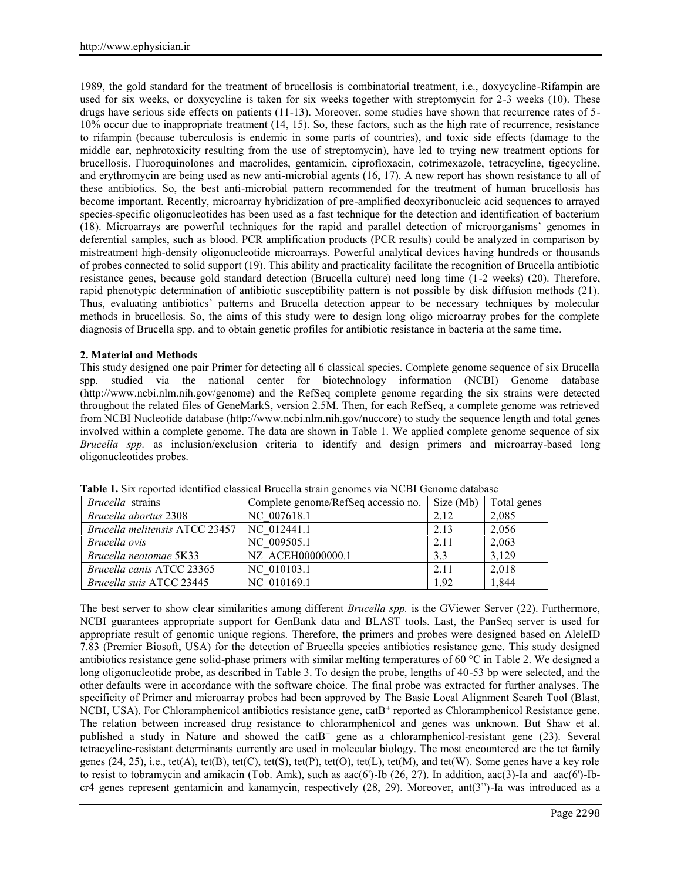1989, the gold standard for the treatment of brucellosis is combinatorial treatment, i.e., doxycycline-Rifampin are used for six weeks, or doxycycline is taken for six weeks together with streptomycin for 2-3 weeks (10). These drugs have serious side effects on patients (11-13). Moreover, some studies have shown that recurrence rates of 5-10% occur due to inappropriate treatment (14, 15). So, these factors, such as the high rate of recurrence, resistance to rifampin (because tuberculosis is endemic in some parts of countries), and toxic side effects (damage to the middle ear, nephrotoxicity resulting from the use of streptomycin), have led to trying new treatment options for brucellosis. Fluoroquinolones and macrolides, gentamicin, ciprofloxacin, cotrimexazole, tetracycline, tigecycline, and erythromycin are being used as new anti-microbial agents (16, 17). A new report has shown resistance to all of these antibiotics. So, the best anti-microbial pattern recommended for the treatment of human brucellosis has become important. Recently, microarray hybridization of pre-amplified deoxyribonucleic acid sequences to arrayed species-specific oligonucleotides has been used as a fast technique for the detection and identification of bacterium (18). Microarrays are powerful techniques for the rapid and parallel detection of microorganisms' genomes in deferential samples, such as blood. PCR amplification products (PCR results) could be analyzed in comparison by mistreatment high-density oligonucleotide microarrays. Powerful analytical devices having hundreds or thousands of probes connected to solid support (19). This ability and practicality facilitate the recognition of Brucella antibiotic resistance genes, because gold standard detection (Brucella culture) need long time (1-2 weeks) (20). Therefore, rapid phenotypic determination of antibiotic susceptibility pattern is not possible by disk diffusion methods (21). Thus, evaluating antibiotics' patterns and Brucella detection appear to be necessary techniques by molecular methods in brucellosis. So, the aims of this study were to design long oligo microarray probes for the complete diagnosis of Brucella spp. and to obtain genetic profiles for antibiotic resistance in bacteria at the same time.

## 2. Material and Methods

This study designed one pair Primer for detecting all 6 classical species. Complete genome sequence of six Brucella spp. studied via the national center for biotechnology information (NCBI) Genome database (http://www.ncbi.nlm.nih.gov/genome) and the RefSeq complete genome regarding the six strains were detected throughout the related files of GeneMarkS, version 2.5M. Then, for each RefSeq, a complete genome was retrieved from NCBI Nucleotide database (http://www.ncbi.nlm.nih.gov/nuccore) to study the sequence length and total genes involved within a complete genome. The data are shown in Table 1. We applied complete genome sequence of six *Brucella spp.* as inclusion/exclusion criteria to identify and design primers and microarray-based long oligonucleotides probes.

**Table 1.** Six reported identified classical Brucella strain genomes via NCBI Genome database

| *Brucella* strains | Complete genome/RefSeq accessio no. | Size (Mb) | Total genes |
|---|---|---|---|
| *Brucella abortus* 2308 | NC_007618.1 | 2.12 | 2,085 |
| *Brucella melitensis* ATCC 23457 | NC_012441.1 | 2.13 | 2,056 |
| *Brucella ovis* | NC_009505.1 | 2.11 | 2,063 |
| *Brucella neotomae* 5K33 | NZ_ACEH00000000.1 | 3.3 | 3,129 |
| *Brucella canis* ATCC 23365 | NC_010103.1 | 2.11 | 2,018 |
| *Brucella suis* ATCC 23445 | NC_010169.1 | 1.92 | 1,844 |

The best server to show clear similarities among different *Brucella spp.* is the GViewer Server (22). Furthermore, NCBI guarantees appropriate support for GenBank data and BLAST tools. Last, the PanSeq server is used for appropriate result of genomic unique regions. Therefore, the primers and probes were designed based on AleleID 7.83 (Premier Biosoft, USA) for the detection of Brucella species antibiotics resistance gene. This study designed antibiotics resistance gene solid-phase primers with similar melting temperatures of 60 °C in Table 2. We designed a long oligonucleotide probe, as described in Table 3. To design the probe, lengths of 40-53 bp were selected, and the other defaults were in accordance with the software choice. The final probe was extracted for further analyses. The specificity of Primer and microarray probes had been approved by The Basic Local Alignment Search Tool (Blast, NCBI, USA). For Chloramphenicol antibiotics resistance gene, $catB^+$ reported as Chloramphenicol Resistance gene. The relation between increased drug resistance to chloramphenicol and genes was unknown. But Shaw et al. published a study in Nature and showed the $catB^+$ gene as a chloramphenicol-resistant gene (23). Several tetracycline-resistant determinants currently are used in molecular biology. The most encountered are the tet family genes (24, 25), i.e., tet(A), tet(B), tet(C), tet(S), tet(P), tet(O), tet(L), tet(M), and tet(W). Some genes have a key role to resist to tobramycin and amikacin (Tob. Amk), such as aac(6')-Ib (26, 27). In addition, aac(3)-Ia and aac(6')-Ib-cr4 genes represent gentamicin and kanamycin, respectively (28, 29). Moreover, ant(3")-Ia was introduced as a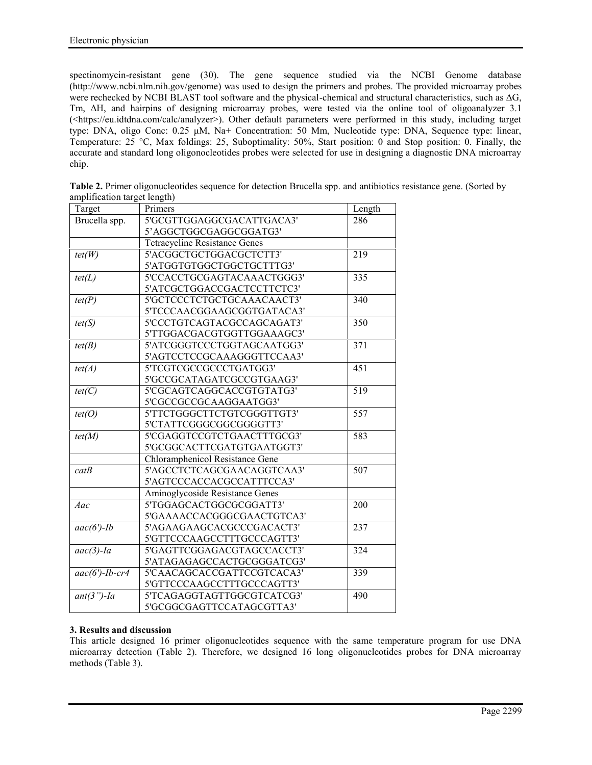spectinomycin-resistant gene (30). The gene sequence studied via the NCBI Genome database (http://www.ncbi.nlm.nih.gov/genome) was used to design the primers and probes. The provided microarray probes were rechecked by NCBI BLAST tool software and the physical-chemical and structural characteristics, such as ΔG, Tm, ΔH, and hairpins of designing microarray probes, were tested via the online tool of oligoanalyzer 3.1 (<https://eu.idtdna.com/calc/analyzer>). Other default parameters were performed in this study, including target type: DNA, oligo Conc: 0.25 μM, Na+ Concentration: 50 Mm, Nucleotide type: DNA, Sequence type: linear, Temperature: 25 °C, Max foldings: 25, Suboptimality: 50%, Start position: 0 and Stop position: 0. Finally, the accurate and standard long oligonocleotides probes were selected for use in designing a diagnostic DNA microarray chip.

**Table 2.** Primer oligonucleotides sequence for detection Brucella spp. and antibiotics resistance gene. (Sorted by amplification target length)

| Target | Primers | Length |
|---|---|---|
| Brucella spp. | 5'GCGTTGGAGGCGACATTGACA3'<br>5'AGGCTGGCGAGGCGGATG3' | 286 |
| | Tetracycline Resistance Genes | |
| *tet(W)* | 5'ACGGCTGCTGGACGCTCTT3'<br>5'ATGGTGTGGCTGGCTGCTTTG3' | 219 |
| *tet(L)* | 5'CCACCTGCGAGTACAAACTGGG3'<br>5'ATCGCTGGACCGACTCCTTCTC3' | 335 |
| *tet(P)* | 5'GCTCCCTCTGCTGCAAACAACT3'<br>5'TCCCAACGGAAGCGGTGATACA3' | 340 |
| *tet(S)* | 5'CCCTGTCAGTACGCCAGCAGAT3'<br>5'TTGGACGACGTGGTTGGAAAGC3' | 350 |
| *tet(B)* | 5'ATCGGGTCCCTGGTAGCAATGG3'<br>5'AGTCCTCCGCAAAGGGTTCCAA3' | 371 |
| *tet(A)* | 5'TCGTCGCCGCCCTGATGG3'<br>5'GCCGCATAGATCGCCGTGAAG3' | 451 |
| *tet(C)* | 5'CGCAGTCAGGCACCGTGTATG3'<br>5'CGCCGCCGCAAGGAATGG3' | 519 |
| *tet(O)* | 5'TTCTGGGCTTCTGTCGGGTTGT3'<br>5'CTATTCGGGCGGCGGGGTT3' | 557 |
| *tet(M)* | 5'CGAGGTCCGTCTGAACTTTGCG3'<br>5'GCGGCACTTCGATGTGAATGGT3' | 583 |
| | Chloramphenicol Resistance Gene | |
| *catB* | 5'AGCCTCTCAGCGAACAGGTCAA3'<br>5'AGTCCCACCACGCCATTTCCA3' | 507 |
| | Aminoglycoside Resistance Genes | |
| *Aac* | 5'TGGAGCACTGGCGCGGATT3'<br>5'GAAAACCACGGGCGAACTGTCA3' | 200 |
| *aac(6')-Ib* | 5'AGAAGAAGCACGCCCGACACT3'<br>5'GTTCCCAAGCCTTTGCCCAGTT3' | 237 |
| *aac(3)-Ia* | 5'GAGTTCGGAGACGTAGCCACCT3'<br>5'ATAGAGAGCCACTGCGGGATCG3' | 324 |
| *aac(6')-Ib-cr4* | 5'CAACAGCACCGATTCCGTCACA3'<br>5'GTTCCCAAGCCTTTGCCCAGTT3' | 339 |
| *ant(3")-Ia* | 5'TCAGAGGTAGTTGGCGTCATCG3'<br>5'GCGGCGAGTTCCATAGCGTTA3' | 490 |

### 3. Results and discussion

This article designed 16 primer oligonucleotides sequence with the same temperature program for use DNA microarray detection (Table 2). Therefore, we designed 16 long oligonucleotides probes for DNA microarray methods (Table 3).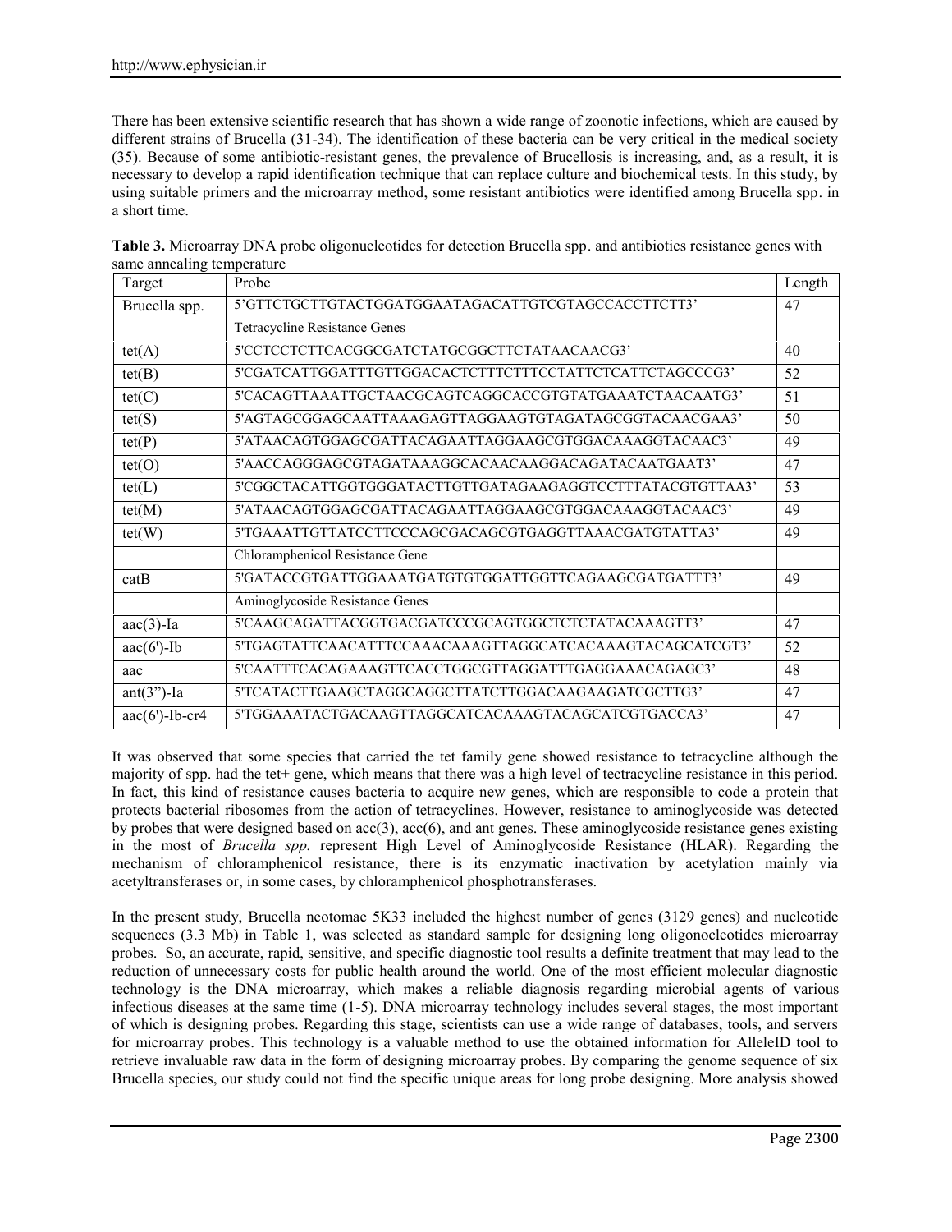There has been extensive scientific research that has shown a wide range of zoonotic infections, which are caused by different strains of Brucella (31-34). The identification of these bacteria can be very critical in the medical society (35). Because of some antibiotic-resistant genes, the prevalence of Brucellosis is increasing, and, as a result, it is necessary to develop a rapid identification technique that can replace culture and biochemical tests. In this study, by using suitable primers and the microarray method, some resistant antibiotics were identified among Brucella spp. in a short time.

**Table 3.** Microarray DNA probe oligonucleotides for detection Brucella spp. and antibiotics resistance genes with same annealing temperature

| Target | Probe | Length |
|---|---|---|
| Brucella spp. | 5'GTTCTGCTTGTACTGGATGGAATAGACATTGTCGTAGCCACCTTCTT3' | 47 |
| | Tetracycline Resistance Genes | |
| tet(A) | 5'CCTCCTCTTCACGGCGATCTATGCGGCTTCTATAACAACG3' | 40 |
| tet(B) | 5'CGATCATTGGATTTGTTGGACACTCTTTCTTTCCTATTCTCATTCTAGCCCG3' | 52 |
| tet(C) | 5'CACAGTTAAATTGCTAACGCAGTCAGGCACCGTGTATGAAATCTAACAATG3' | 51 |
| tet(S) | 5'AGTAGCGGAGCAATTAAAGAGTTAGGAAGTGTAGATAGCGGTACAACGAA3' | 50 |
| tet(P) | 5'ATAACAGTGGAGCGATTACAGAATTAGGAAGCGTGGACAAAGGTACAAC3' | 49 |
| tet(O) | 5'AACCAGGGAGCGTAGATAAAGGCACAACAAGGACAGATACAATGAAT3' | 47 |
| tet(L) | 5'CGGCTACATTGGTGGGATACTTGTTGATAGAAGAGGTCCTTTATACGTGTTAA3' | 53 |
| tet(M) | 5'ATAACAGTGGAGCGATTACAGAATTAGGAAGCGTGGACAAAGGTACAAC3' | 49 |
| tet(W) | 5'TGAAATTGTTATCCTTCCCAGCGACAGCGTGAGGTTAAACGATGTATTA3' | 49 |
| | Chloramphenicol Resistance Gene | |
| catB | 5'GATACCGTGATTGGAAATGATGTGTGGATTGGTTCAGAAGCGATGATTT3' | 49 |
| | Aminoglycoside Resistance Genes | |
| aac(3)-Ia | 5'CAAGCAGATTACGGTGACGATCCCGCAGTGGCTCTCTATACAAAGTT3' | 47 |
| aac(6')-Ib | 5'TGAGTATTCAACATTTCCAAACAAAGTTAGGCATCACAAAGTACAGCATCGT3' | 52 |
| aac | 5'CAATTTCACAGAAAGTTCACCTGGCGTTAGGATTTGAGGAAACAGAGC3' | 48 |
| ant(3")-Ia | 5'TCATACTTGAAGCTAGGCAGGCTTATCTTGGACAAGAAGATCGCTTG3' | 47 |
| aac(6')-Ib-cr4 | 5'TGGAAATACTGACAAGTTAGGCATCACAAAGTACAGCATCGTGACCA3' | 47 |

It was observed that some species that carried the tet family gene showed resistance to tetracycline although the majority of spp. had the tet+ gene, which means that there was a high level of tectracycline resistance in this period. In fact, this kind of resistance causes bacteria to acquire new genes, which are responsible to code a protein that protects bacterial ribosomes from the action of tetracyclines. However, resistance to aminoglycoside was detected by probes that were designed based on acc(3), acc(6), and ant genes. These aminoglycoside resistance genes existing in the most of *Brucella spp.* represent High Level of Aminoglycoside Resistance (HLAR). Regarding the mechanism of chloramphenicol resistance, there is its enzymatic inactivation by acetylation mainly via acetyltransferases or, in some cases, by chloramphenicol phosphotransferases.

In the present study, Brucella neotomae 5K33 included the highest number of genes (3129 genes) and nucleotide sequences (3.3 Mb) in Table 1, was selected as standard sample for designing long oligonocleotides microarray probes. So, an accurate, rapid, sensitive, and specific diagnostic tool results a definite treatment that may lead to the reduction of unnecessary costs for public health around the world. One of the most efficient molecular diagnostic technology is the DNA microarray, which makes a reliable diagnosis regarding microbial agents of various infectious diseases at the same time (1-5). DNA microarray technology includes several stages, the most important of which is designing probes. Regarding this stage, scientists can use a wide range of databases, tools, and servers for microarray probes. This technology is a valuable method to use the obtained information for AlleleID tool to retrieve invaluable raw data in the form of designing microarray probes. By comparing the genome sequence of six Brucella species, our study could not find the specific unique areas for long probe designing. More analysis showed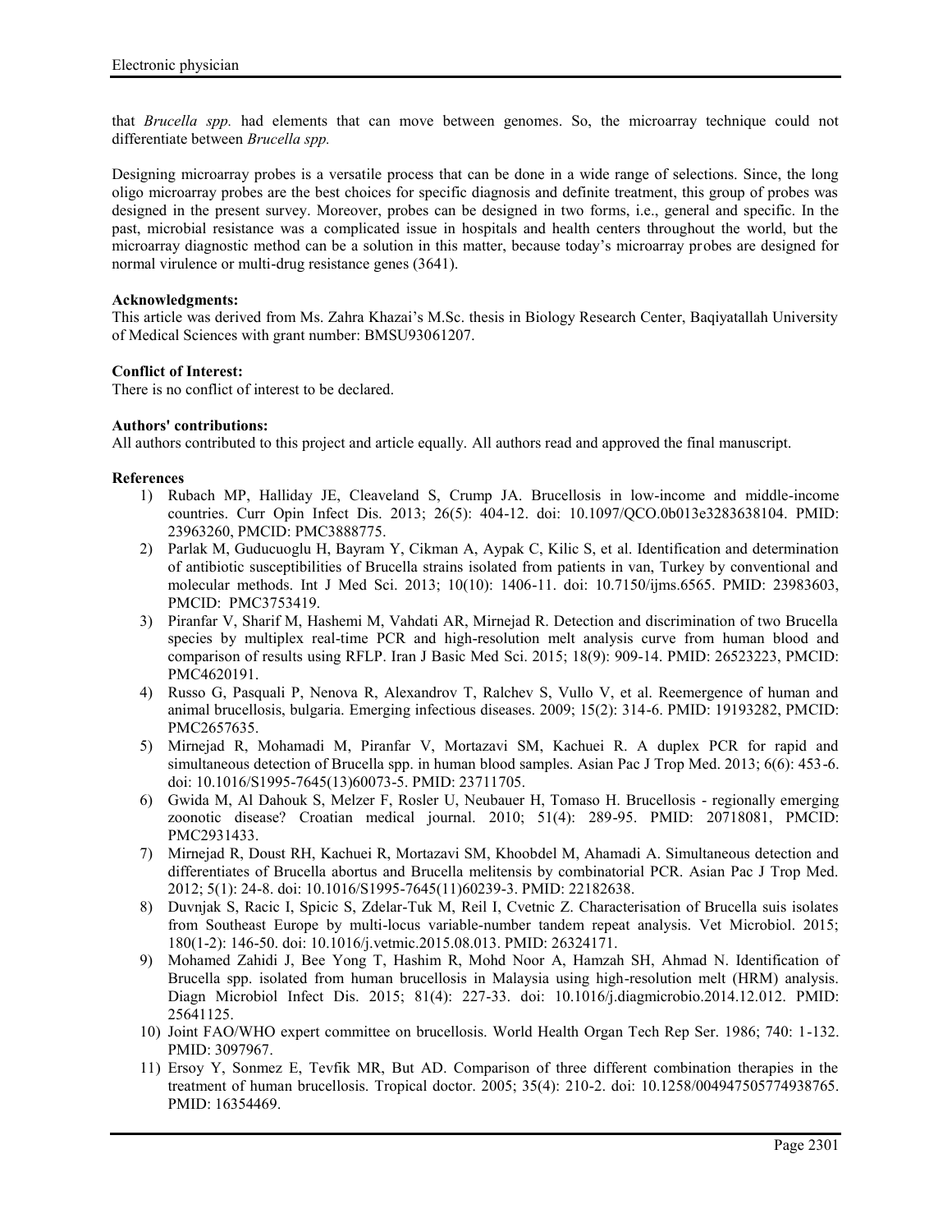that *Brucella spp.* had elements that can move between genomes. So, the microarray technique could not differentiate between *Brucella spp.*

Designing microarray probes is a versatile process that can be done in a wide range of selections. Since, the long oligo microarray probes are the best choices for specific diagnosis and definite treatment, this group of probes was designed in the present survey. Moreover, probes can be designed in two forms, i.e., general and specific. In the past, microbial resistance was a complicated issue in hospitals and health centers throughout the world, but the microarray diagnostic method can be a solution in this matter, because today's microarray probes are designed for normal virulence or multi-drug resistance genes (3641).

**Acknowledgments:**
This article was derived from Ms. Zahra Khazai's M.Sc. thesis in Biology Research Center, Baqiyatallah University of Medical Sciences with grant number: BMSU93061207.

**Conflict of Interest:**
There is no conflict of interest to be declared.

**Authors' contributions:**
All authors contributed to this project and article equally. All authors read and approved the final manuscript.

**References**

1) Rubach MP, Halliday JE, Cleaveland S, Crump JA. Brucellosis in low-income and middle-income countries. Curr Opin Infect Dis. 2013; 26(5): 404-12. doi: 10.1097/QCO.0b013e3283638104. PMID: 23963260, PMCID: PMC3888775.
2) Parlak M, Guducuoglu H, Bayram Y, Cikman A, Aypak C, Kilic S, et al. Identification and determination of antibiotic susceptibilities of Brucella strains isolated from patients in van, Turkey by conventional and molecular methods. Int J Med Sci. 2013; 10(10): 1406-11. doi: 10.7150/ijms.6565. PMID: 23983603, PMCID: PMC3753419.
3) Piranfar V, Sharif M, Hashemi M, Vahdati AR, Mirnejad R. Detection and discrimination of two Brucella species by multiplex real-time PCR and high-resolution melt analysis curve from human blood and comparison of results using RFLP. Iran J Basic Med Sci. 2015; 18(9): 909-14. PMID: 26523223, PMCID: PMC4620191.
4) Russo G, Pasquali P, Nenova R, Alexandrov T, Ralchev S, Vullo V, et al. Reemergence of human and animal brucellosis, bulgaria. Emerging infectious diseases. 2009; 15(2): 314-6. PMID: 19193282, PMCID: PMC2657635.
5) Mirnejad R, Mohamadi M, Piranfar V, Mortazavi SM, Kachuei R. A duplex PCR for rapid and simultaneous detection of Brucella spp. in human blood samples. Asian Pac J Trop Med. 2013; 6(6): 453-6. doi: 10.1016/S1995-7645(13)60073-5. PMID: 23711705.
6) Gwida M, Al Dahouk S, Melzer F, Rosler U, Neubauer H, Tomaso H. Brucellosis - regionally emerging zoonotic disease? Croatian medical journal. 2010; 51(4): 289-95. PMID: 20718081, PMCID: PMC2931433.
7) Mirnejad R, Doust RH, Kachuei R, Mortazavi SM, Khoobdel M, Ahamadi A. Simultaneous detection and differentiates of Brucella abortus and Brucella melitensis by combinatorial PCR. Asian Pac J Trop Med. 2012; 5(1): 24-8. doi: 10.1016/S1995-7645(11)60239-3. PMID: 22182638.
8) Duvnjak S, Racic I, Spicic S, Zdelar-Tuk M, Reil I, Cvetnic Z. Characterisation of Brucella suis isolates from Southeast Europe by multi-locus variable-number tandem repeat analysis. Vet Microbiol. 2015; 180(1-2): 146-50. doi: 10.1016/j.vetmic.2015.08.013. PMID: 26324171.
9) Mohamed Zahidi J, Bee Yong T, Hashim R, Mohd Noor A, Hamzah SH, Ahmad N. Identification of Brucella spp. isolated from human brucellosis in Malaysia using high-resolution melt (HRM) analysis. Diagn Microbiol Infect Dis. 2015; 81(4): 227-33. doi: 10.1016/j.diagmicrobio.2014.12.012. PMID: 25641125.
10) Joint FAO/WHO expert committee on brucellosis. World Health Organ Tech Rep Ser. 1986; 740: 1-132. PMID: 3097967.
11) Ersoy Y, Sonmez E, Tevfik MR, But AD. Comparison of three different combination therapies in the treatment of human brucellosis. Tropical doctor. 2005; 35(4): 210-2. doi: 10.1258/004947505774938765. PMID: 16354469.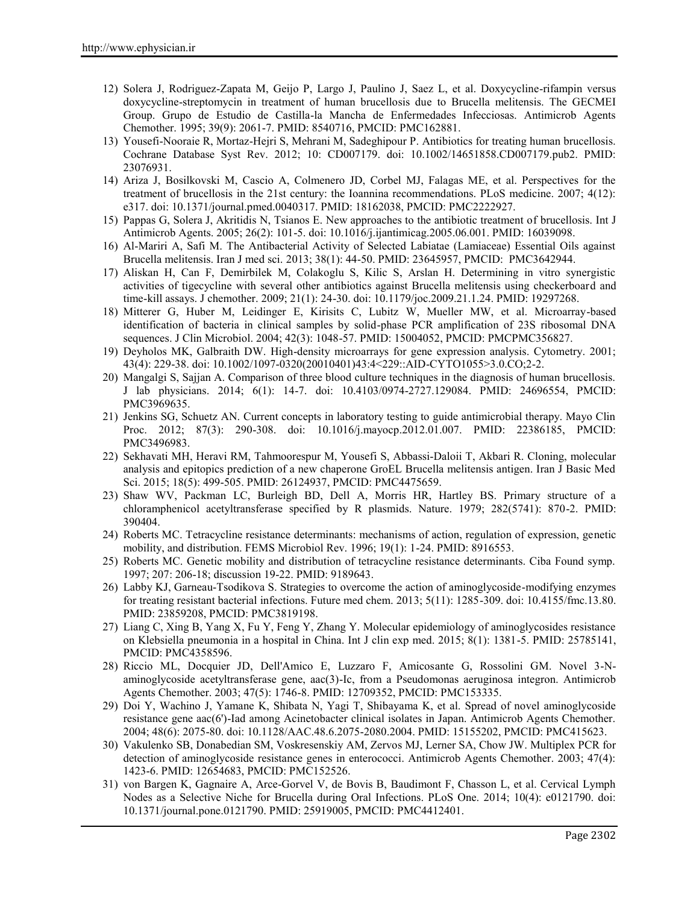12) Solera J, Rodriguez-Zapata M, Geijo P, Largo J, Paulino J, Saez L, et al. Doxycycline-rifampin versus doxycycline-streptomycin in treatment of human brucellosis due to Brucella melitensis. The GECMEI Group. Grupo de Estudio de Castilla-la Mancha de Enfermedades Infecciosas. Antimicrob Agents Chemother. 1995; 39(9): 2061-7. PMID: 8540716, PMCID: PMC162881.
13) Yousefi-Nooraie R, Mortaz-Hejri S, Mehrani M, Sadeghipour P. Antibiotics for treating human brucellosis. Cochrane Database Syst Rev. 2012; 10: CD007179. doi: 10.1002/14651858.CD007179.pub2. PMID: 23076931.
14) Ariza J, Bosilkovski M, Cascio A, Colmenero JD, Corbel MJ, Falagas ME, et al. Perspectives for the treatment of brucellosis in the 21st century: the Ioannina recommendations. PLoS medicine. 2007; 4(12): e317. doi: 10.1371/journal.pmed.0040317. PMID: 18162038, PMCID: PMC2222927.
15) Pappas G, Solera J, Akritidis N, Tsianos E. New approaches to the antibiotic treatment of brucellosis. Int J Antimicrob Agents. 2005; 26(2): 101-5. doi: 10.1016/j.ijantimicag.2005.06.001. PMID: 16039098.
16) Al-Mariri A, Safi M. The Antibacterial Activity of Selected Labiatae (Lamiaceae) Essential Oils against Brucella melitensis. Iran J med sci. 2013; 38(1): 44-50. PMID: 23645957, PMCID: PMC3642944.
17) Aliskan H, Can F, Demirbilek M, Colakoglu S, Kilic S, Arslan H. Determining in vitro synergistic activities of tigecycline with several other antibiotics against Brucella melitensis using checkerboard and time-kill assays. J chemother. 2009; 21(1): 24-30. doi: 10.1179/joc.2009.21.1.24. PMID: 19297268.
18) Mitterer G, Huber M, Leidinger E, Kirisits C, Lubitz W, Mueller MW, et al. Microarray-based identification of bacteria in clinical samples by solid-phase PCR amplification of 23S ribosomal DNA sequences. J Clin Microbiol. 2004; 42(3): 1048-57. PMID: 15004052, PMCID: PMCPMC356827.
19) Deyholos MK, Galbraith DW. High-density microarrays for gene expression analysis. Cytometry. 2001; 43(4): 229-38. doi: 10.1002/1097-0320(20010401)43:4<229::AID-CYTO1055>3.0.CO;2-2.
20) Mangalgi S, Sajjan A. Comparison of three blood culture techniques in the diagnosis of human brucellosis. J lab physicians. 2014; 6(1): 14-7. doi: 10.4103/0974-2727.129084. PMID: 24696554, PMCID: PMC3969635.
21) Jenkins SG, Schuetz AN. Current concepts in laboratory testing to guide antimicrobial therapy. Mayo Clin Proc. 2012; 87(3): 290-308. doi: 10.1016/j.mayocp.2012.01.007. PMID: 22386185, PMCID: PMC3496983.
22) Sekhavati MH, Heravi RM, Tahmoorespur M, Yousefi S, Abbassi-Daloii T, Akbari R. Cloning, molecular analysis and epitopics prediction of a new chaperone GroEL Brucella melitensis antigen. Iran J Basic Med Sci. 2015; 18(5): 499-505. PMID: 26124937, PMCID: PMC4475659.
23) Shaw WV, Packman LC, Burleigh BD, Dell A, Morris HR, Hartley BS. Primary structure of a chloramphenicol acetyltransferase specified by R plasmids. Nature. 1979; 282(5741): 870-2. PMID: 390404.
24) Roberts MC. Tetracycline resistance determinants: mechanisms of action, regulation of expression, genetic mobility, and distribution. FEMS Microbiol Rev. 1996; 19(1): 1-24. PMID: 8916553.
25) Roberts MC. Genetic mobility and distribution of tetracycline resistance determinants. Ciba Found symp. 1997; 207: 206-18; discussion 19-22. PMID: 9189643.
26) Labby KJ, Garneau-Tsodikova S. Strategies to overcome the action of aminoglycoside-modifying enzymes for treating resistant bacterial infections. Future med chem. 2013; 5(11): 1285-309. doi: 10.4155/fmc.13.80. PMID: 23859208, PMCID: PMC3819198.
27) Liang C, Xing B, Yang X, Fu Y, Feng Y, Zhang Y. Molecular epidemiology of aminoglycosides resistance on Klebsiella pneumonia in a hospital in China. Int J clin exp med. 2015; 8(1): 1381-5. PMID: 25785141, PMCID: PMC4358596.
28) Riccio ML, Docquier JD, Dell'Amico E, Luzzaro F, Amicosante G, Rossolini GM. Novel 3-N-aminoglycoside acetyltransferase gene, aac(3)-Ic, from a Pseudomonas aeruginosa integron. Antimicrob Agents Chemother. 2003; 47(5): 1746-8. PMID: 12709352, PMCID: PMC153335.
29) Doi Y, Wachino J, Yamane K, Shibata N, Yagi T, Shibayama K, et al. Spread of novel aminoglycoside resistance gene aac(6')-Iad among Acinetobacter clinical isolates in Japan. Antimicrob Agents Chemother. 2004; 48(6): 2075-80. doi: 10.1128/AAC.48.6.2075-2080.2004. PMID: 15155202, PMCID: PMC415623.
30) Vakulenko SB, Donabedian SM, Voskresenskiy AM, Zervos MJ, Lerner SA, Chow JW. Multiplex PCR for detection of aminoglycoside resistance genes in enterococci. Antimicrob Agents Chemother. 2003; 47(4): 1423-6. PMID: 12654683, PMCID: PMC152526.
31) von Bargen K, Gagnaire A, Arce-Gorvel V, de Bovis B, Baudimont F, Chasson L, et al. Cervical Lymph Nodes as a Selective Niche for Brucella during Oral Infections. PLoS One. 2014; 10(4): e0121790. doi: 10.1371/journal.pone.0121790. PMID: 25919005, PMCID: PMC4412401.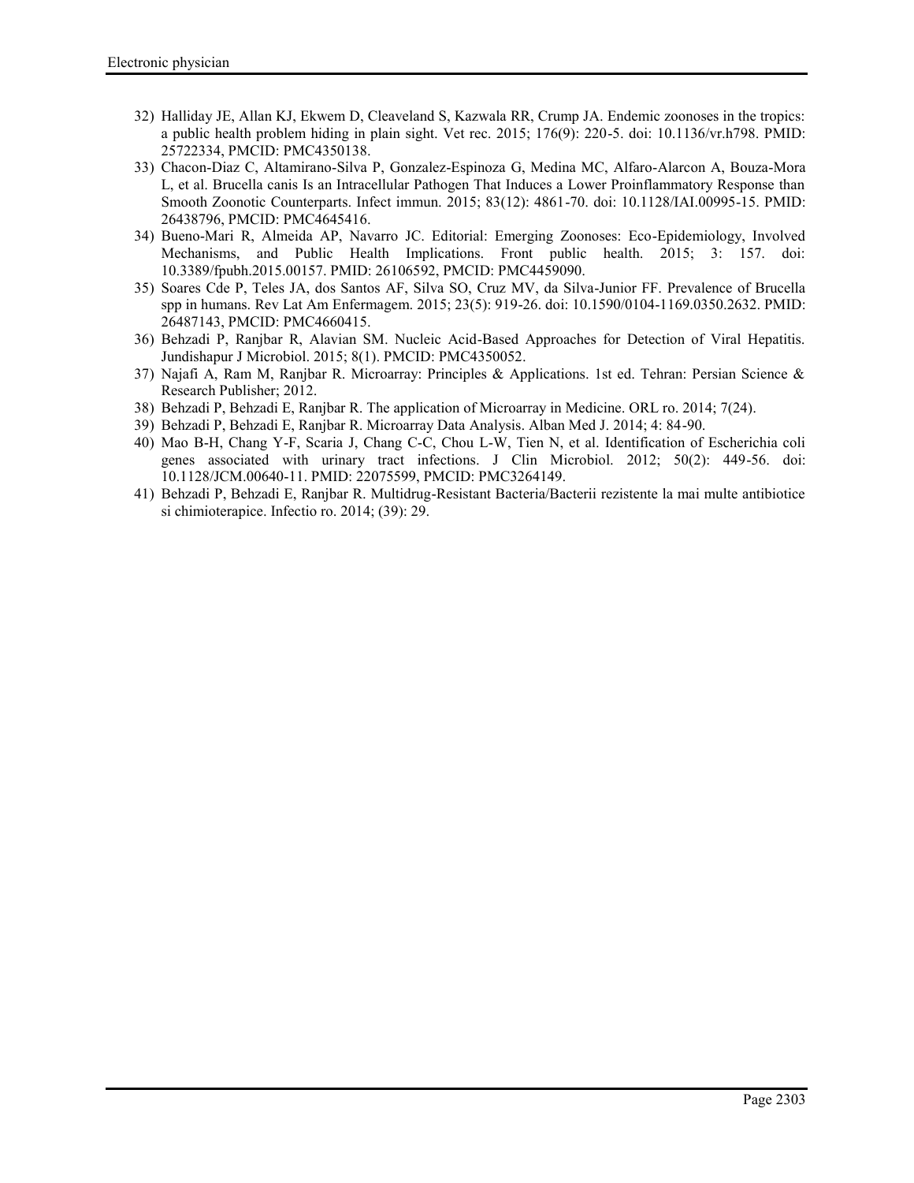32) Halliday JE, Allan KJ, Ekwem D, Cleaveland S, Kazwala RR, Crump JA. Endemic zoonoses in the tropics: a public health problem hiding in plain sight. Vet rec. 2015; 176(9): 220-5. doi: 10.1136/vr.h798. PMID: 25722334, PMCID: PMC4350138.
33) Chacon-Diaz C, Altamirano-Silva P, Gonzalez-Espinoza G, Medina MC, Alfaro-Alarcon A, Bouza-Mora L, et al. Brucella canis Is an Intracellular Pathogen That Induces a Lower Proinflammatory Response than Smooth Zoonotic Counterparts. Infect immun. 2015; 83(12): 4861-70. doi: 10.1128/IAI.00995-15. PMID: 26438796, PMCID: PMC4645416.
34) Bueno-Mari R, Almeida AP, Navarro JC. Editorial: Emerging Zoonoses: Eco-Epidemiology, Involved Mechanisms, and Public Health Implications. Front public health. 2015; 3: 157. doi: 10.3389/fpubh.2015.00157. PMID: 26106592, PMCID: PMC4459090.
35) Soares Cde P, Teles JA, dos Santos AF, Silva SO, Cruz MV, da Silva-Junior FF. Prevalence of Brucella spp in humans. Rev Lat Am Enfermagem. 2015; 23(5): 919-26. doi: 10.1590/0104-1169.0350.2632. PMID: 26487143, PMCID: PMC4660415.
36) Behzadi P, Ranjbar R, Alavian SM. Nucleic Acid-Based Approaches for Detection of Viral Hepatitis. Jundishapur J Microbiol. 2015; 8(1). PMCID: PMC4350052.
37) Najafi A, Ram M, Ranjbar R. Microarray: Principles & Applications. 1st ed. Tehran: Persian Science & Research Publisher; 2012.
38) Behzadi P, Behzadi E, Ranjbar R. The application of Microarray in Medicine. ORL ro. 2014; 7(24).
39) Behzadi P, Behzadi E, Ranjbar R. Microarray Data Analysis. Alban Med J. 2014; 4: 84-90.
40) Mao B-H, Chang Y-F, Scaria J, Chang C-C, Chou L-W, Tien N, et al. Identification of Escherichia coli genes associated with urinary tract infections. J Clin Microbiol. 2012; 50(2): 449-56. doi: 10.1128/JCM.00640-11. PMID: 22075599, PMCID: PMC3264149.
41) Behzadi P, Behzadi E, Ranjbar R. Multidrug-Resistant Bacteria/Bacterii rezistente la mai multe antibiotice si chimioterapice. Infectio ro. 2014; (39): 29.